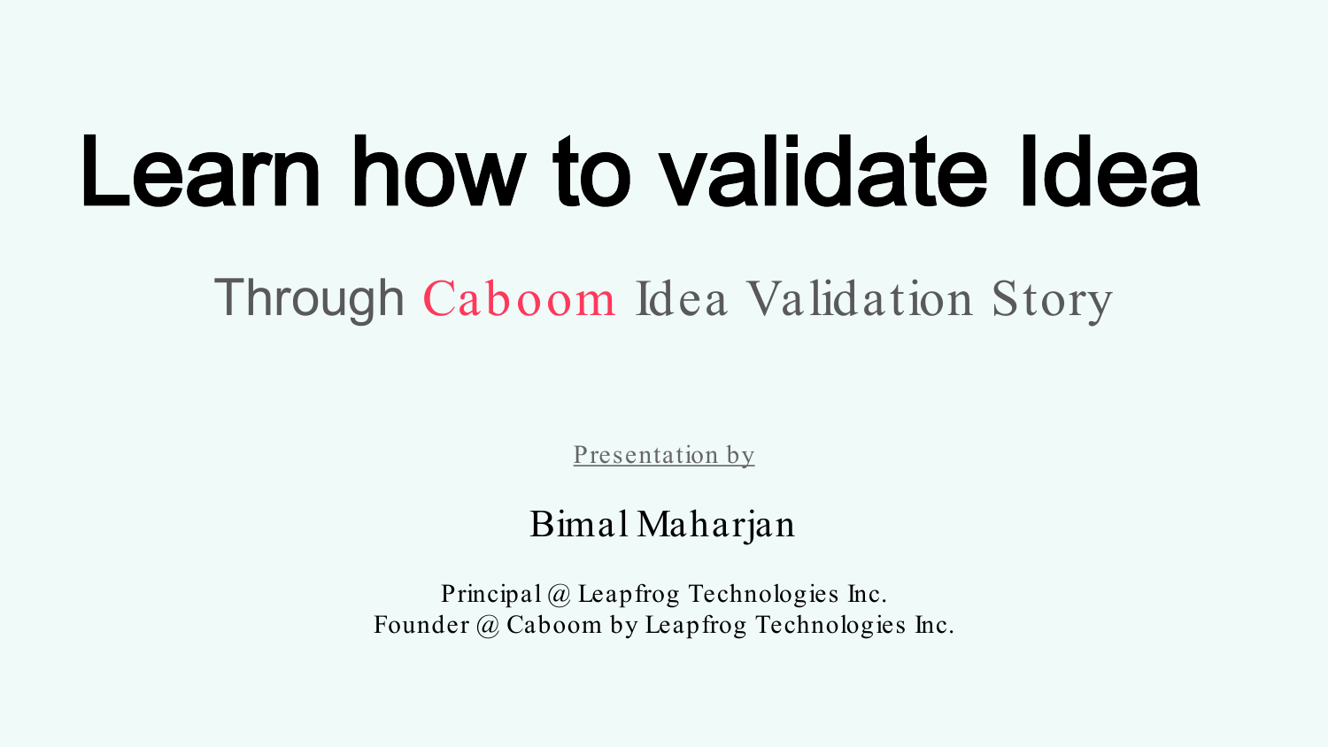# Learn how to validate Idea

## Through Caboom Idea Validation Story

Presentation by

Bimal Maharjan

Principal @ Leapfrog Technologies Inc.
Founder @ Caboom by Leapfrog Technologies Inc.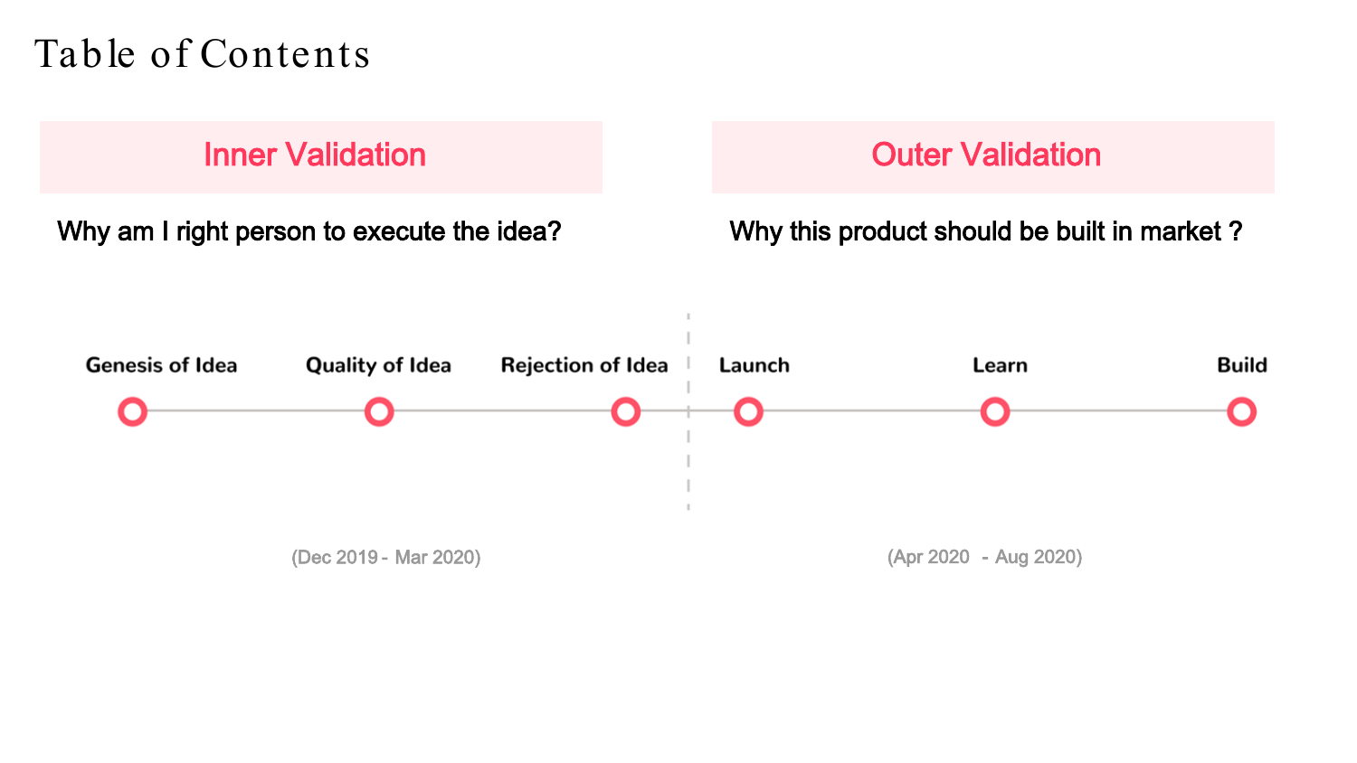# Table of Contents

## Inner Validation

Why am I right person to execute the idea?

- Genesis of Idea
- Quality of Idea
- Rejection of Idea

(Dec 2019 - Mar 2020)

## Outer Validation

Why this product should be built in market ?

- Launch
- Learn
- Build

(Apr 2020 - Aug 2020)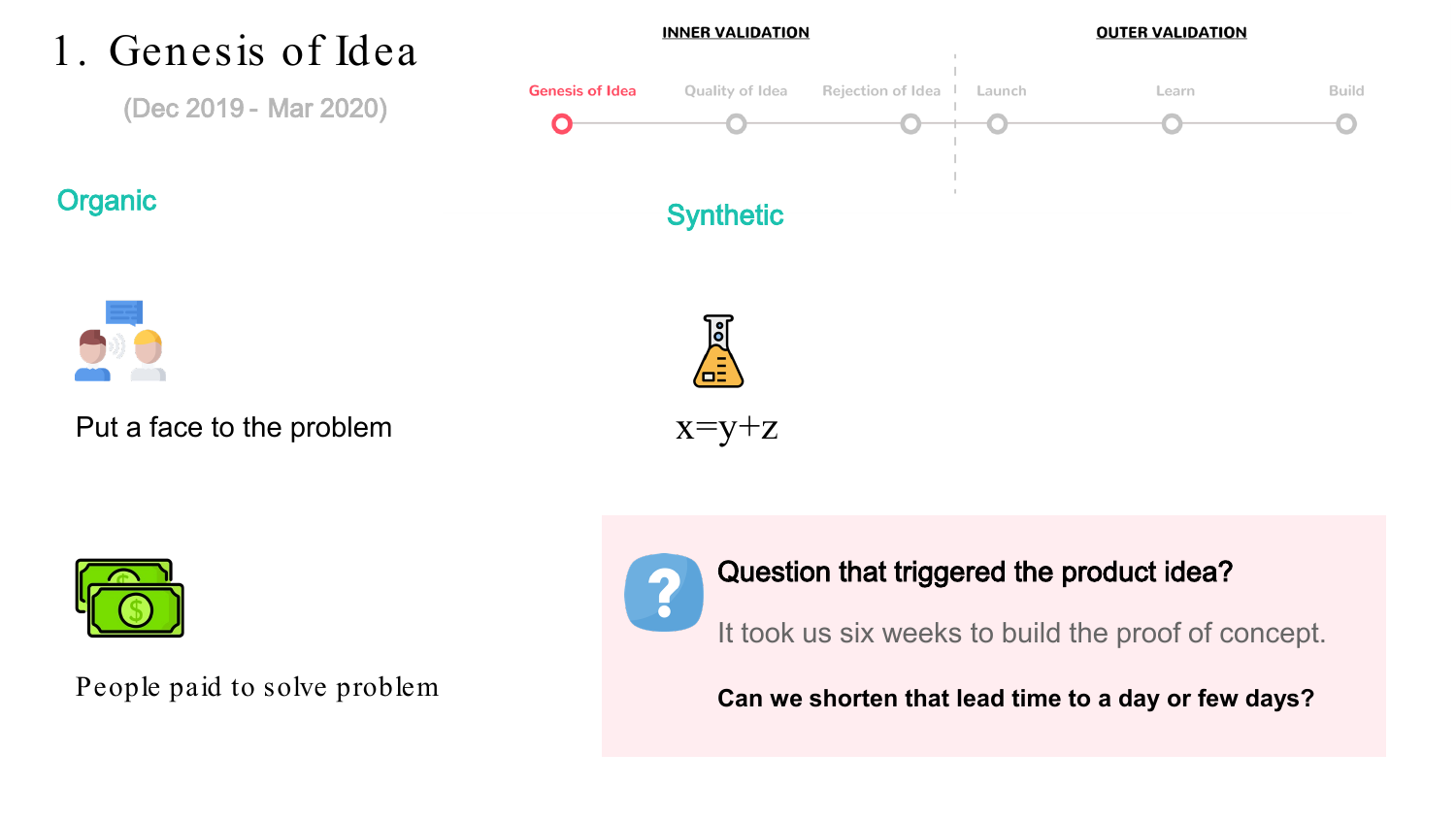# 1. Genesis of Idea

(Dec 2019 - Mar 2020)

**INNER VALIDATION**: Genesis of Idea — Quality of Idea — Rejection of Idea

**OUTER VALIDATION**: Launch — Learn — Build

## Organic

Put a face to the problem

People paid to solve problem

## Synthetic

$x=y+z$

**Question that triggered the product idea?**

It took us six weeks to build the proof of concept.

**Can we shorten that lead time to a day or few days?**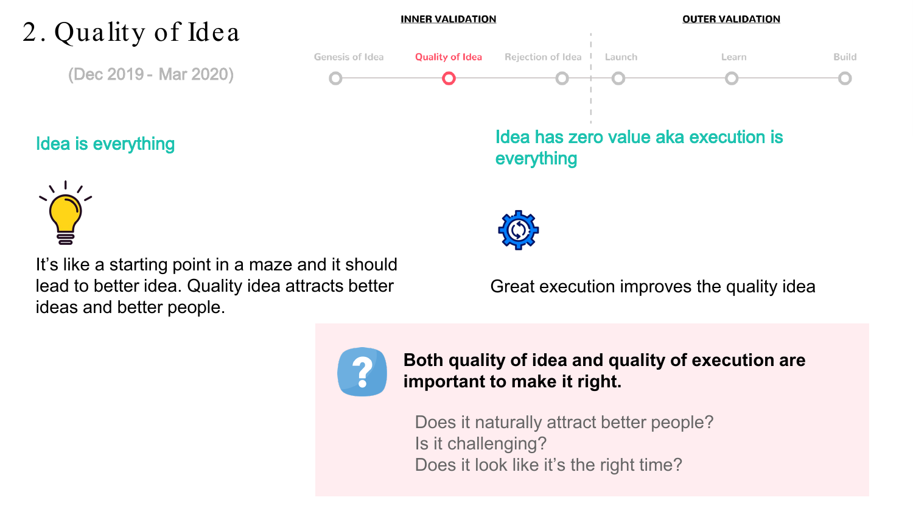# 2. Quality of Idea

(Dec 2019 - Mar 2020)

**INNER VALIDATION**

Genesis of Idea — **Quality of Idea** — Rejection of Idea

**OUTER VALIDATION**

Launch — Learn — Build

## Idea is everything

It's like a starting point in a maze and it should lead to better idea. Quality idea attracts better ideas and better people.

## Idea has zero value aka execution is everything

Great execution improves the quality idea

**Both quality of idea and quality of execution are important to make it right.**

Does it naturally attract better people?
Is it challenging?
Does it look like it's the right time?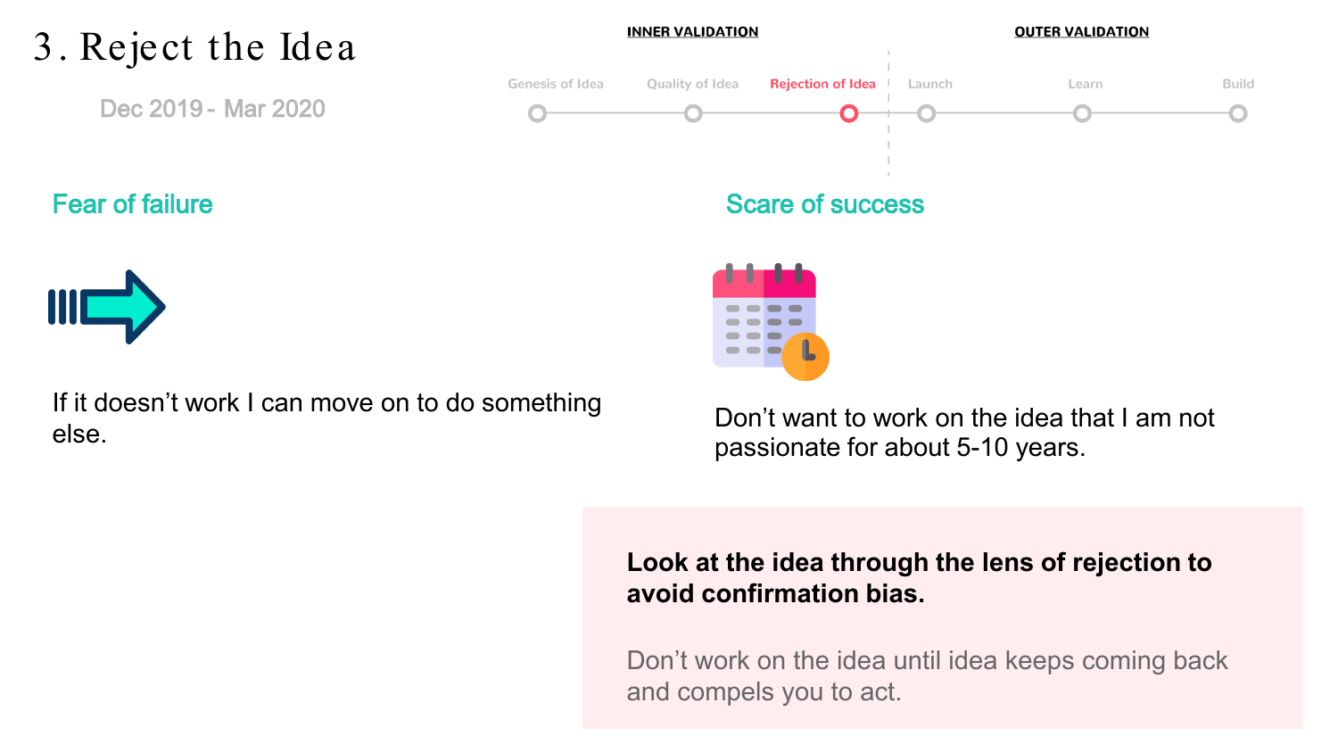# 3. Reject the Idea

Dec 2019 - Mar 2020

**INNER VALIDATION**: Genesis of Idea — Quality of Idea — **Rejection of Idea**

**OUTER VALIDATION**: Launch — Learn — Build

## Fear of failure

If it doesn't work I can move on to do something else.

## Scare of success

Don't want to work on the idea that I am not passionate for about 5-10 years.

**Look at the idea through the lens of rejection to avoid confirmation bias.**

Don't work on the idea until idea keeps coming back and compels you to act.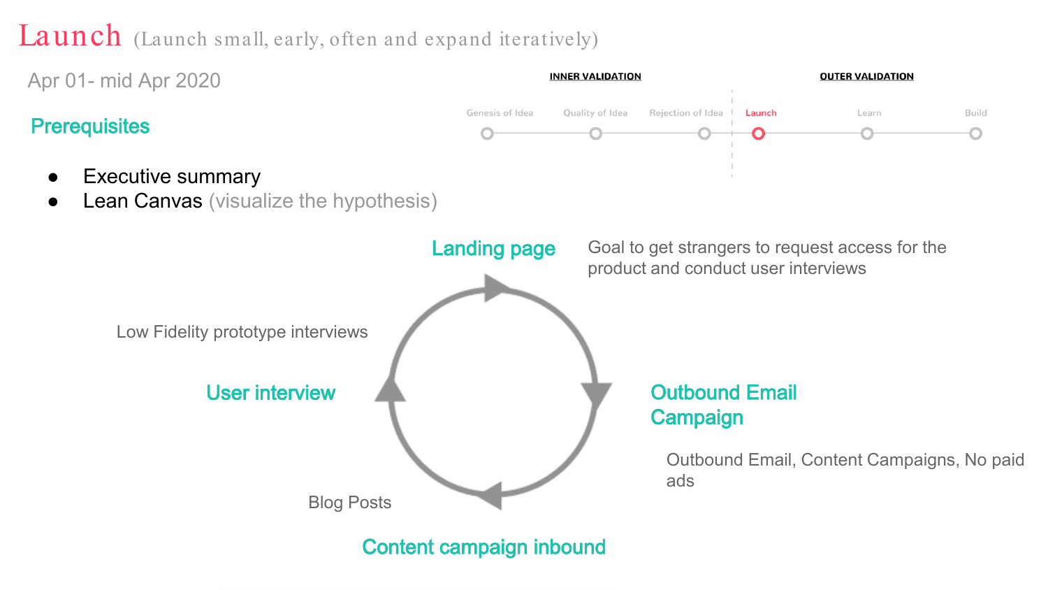# Launch (Launch small, early, often and expand iteratively)

Apr 01- mid Apr 2020

INNER VALIDATION

Genesis of Idea — Quality of Idea — Rejection of Idea

OUTER VALIDATION

Launch — Learn — Build

## Prerequisites

- Executive summary
- Lean Canvas (visualize the hypothesis)

### Landing page

Goal to get strangers to request access for the product and conduct user interviews

### Outbound Email Campaign

Outbound Email, Content Campaigns, No paid ads

### Content campaign inbound

Blog Posts

### User interview

Low Fidelity prototype interviews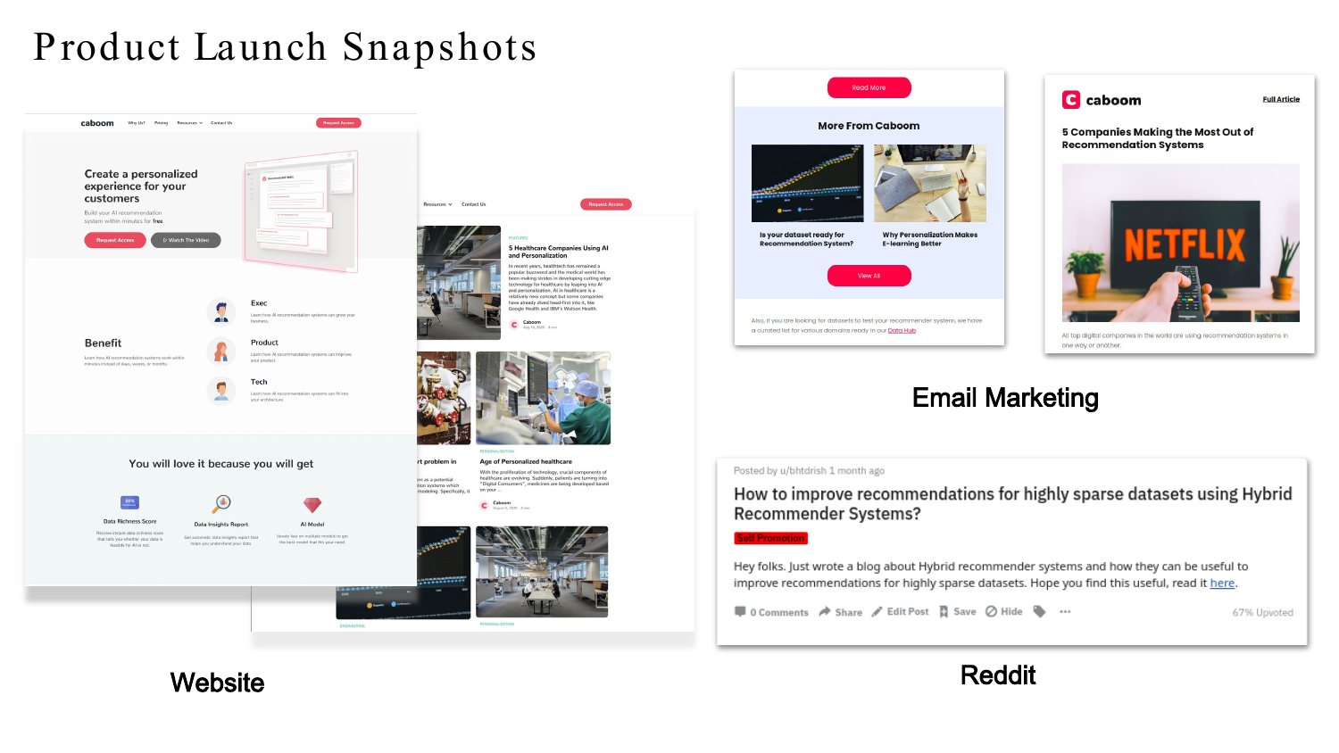# Product Launch Snapshots

Website

Email Marketing

Reddit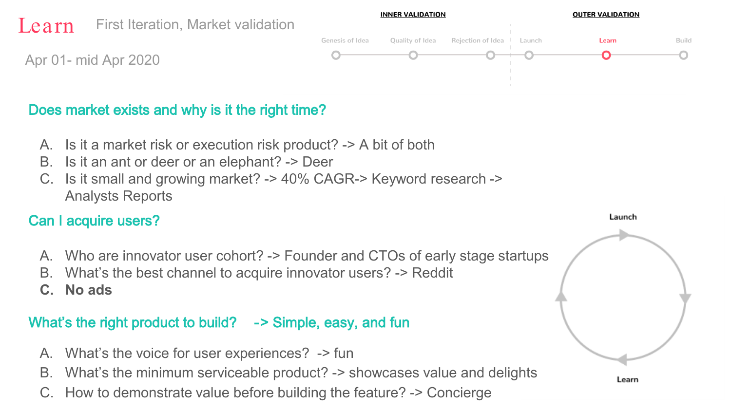# Learn

First Iteration, Market validation

Apr 01- mid Apr 2020

**INNER VALIDATION**: Genesis of Idea — Quality of Idea — Rejection of Idea

**OUTER VALIDATION**: Launch — Learn — Build

## Does market exists and why is it the right time?

A. Is it a market risk or execution risk product? -> A bit of both
B. Is it an ant or deer or an elephant? -> Deer
C. Is it small and growing market? -> 40% CAGR-> Keyword research -> Analysts Reports

## Can I acquire users?

A. Who are innovator user cohort? -> Founder and CTOs of early stage startups
B. What's the best channel to acquire innovator users? -> Reddit
C. **No ads**

## What's the right product to build? -> Simple, easy, and fun

A. What's the voice for user experiences? -> fun
B. What's the minimum serviceable product? -> showcases value and delights
C. How to demonstrate value before building the feature? -> Concierge

Launch

Learn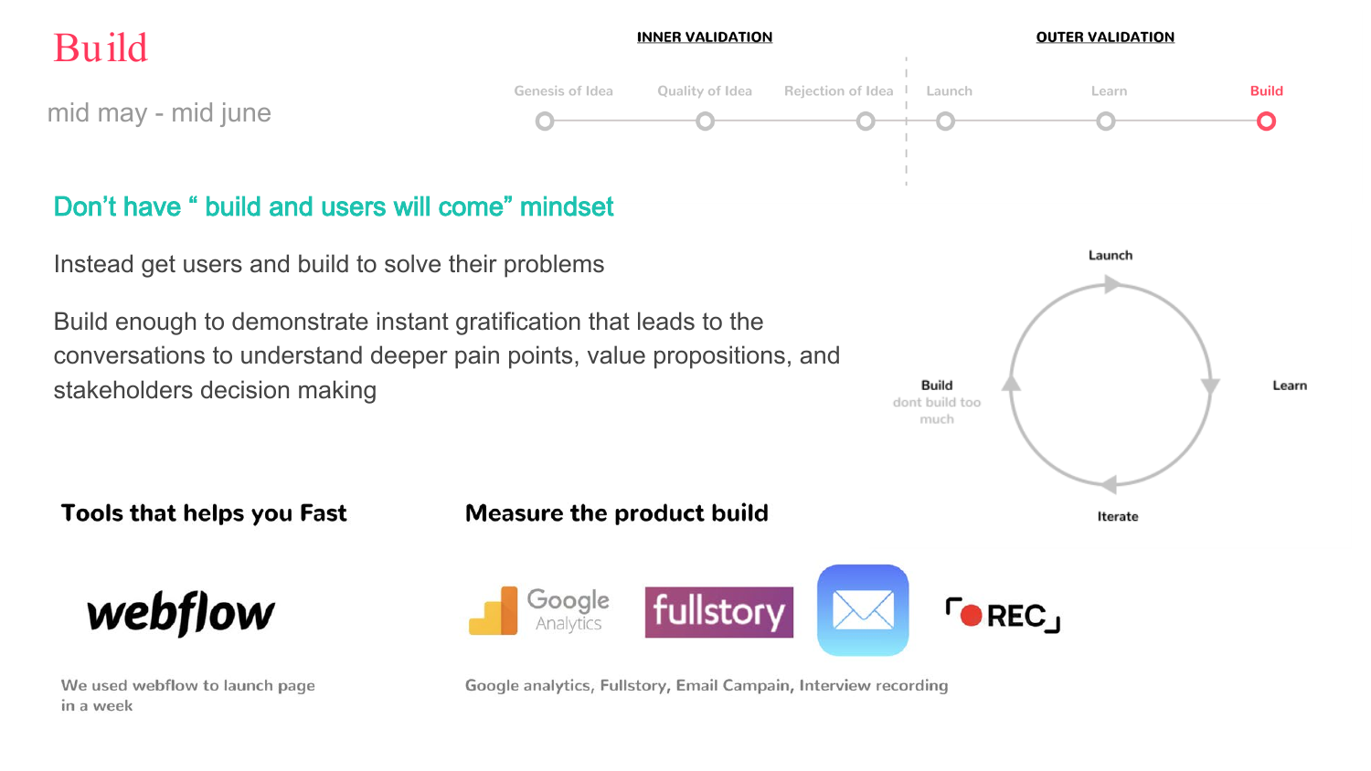# Build

mid may - mid june

**INNER VALIDATION** — Genesis of Idea, Quality of Idea, Rejection of Idea

**OUTER VALIDATION** — Launch, Learn, Build

## Don't have " build and users will come" mindset

Instead get users and build to solve their problems

Build enough to demonstrate instant gratification that leads to the conversations to understand deeper pain points, value propositions, and stakeholders decision making

Launch → Learn → Iterate → Build (dont build too much)

### Tools that helps you Fast

webflow

We used webflow to launch page in a week

### Measure the product build

Google Analytics, fullstory, REC

Google analytics, Fullstory, Email Campain, Interview recording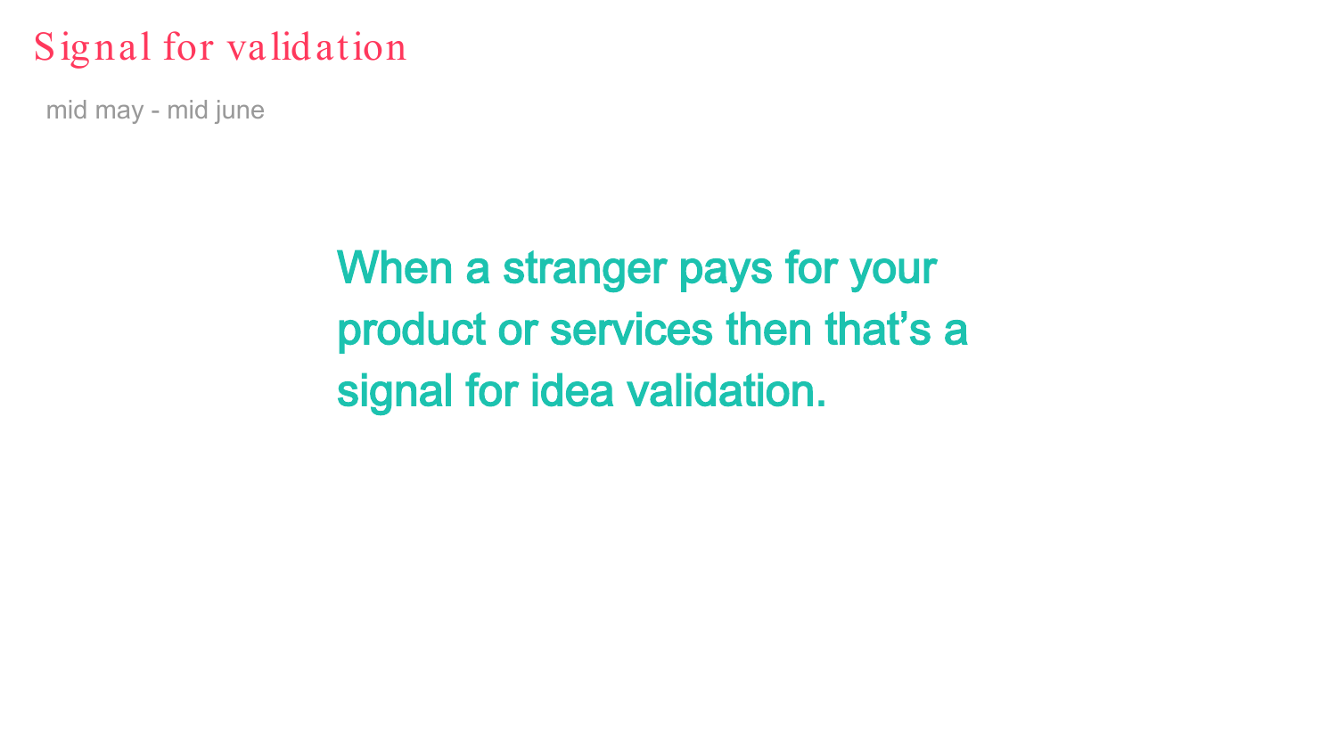# Signal for validation

mid may - mid june

**When a stranger pays for your product or services then that’s a signal for idea validation.**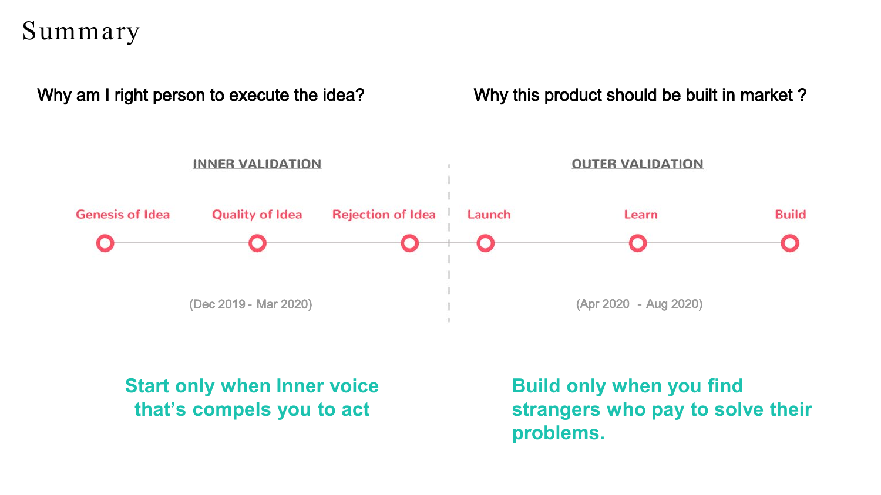# Summary

Why am I right person to execute the idea?

Why this product should be built in market ?

INNER VALIDATION

Genesis of Idea

Quality of Idea

Rejection of Idea

(Dec 2019 - Mar 2020)

OUTER VALIDATION

Launch

Learn

Build

(Apr 2020 - Aug 2020)

**Start only when Inner voice that's compels you to act**

**Build only when you find strangers who pay to solve their problems.**